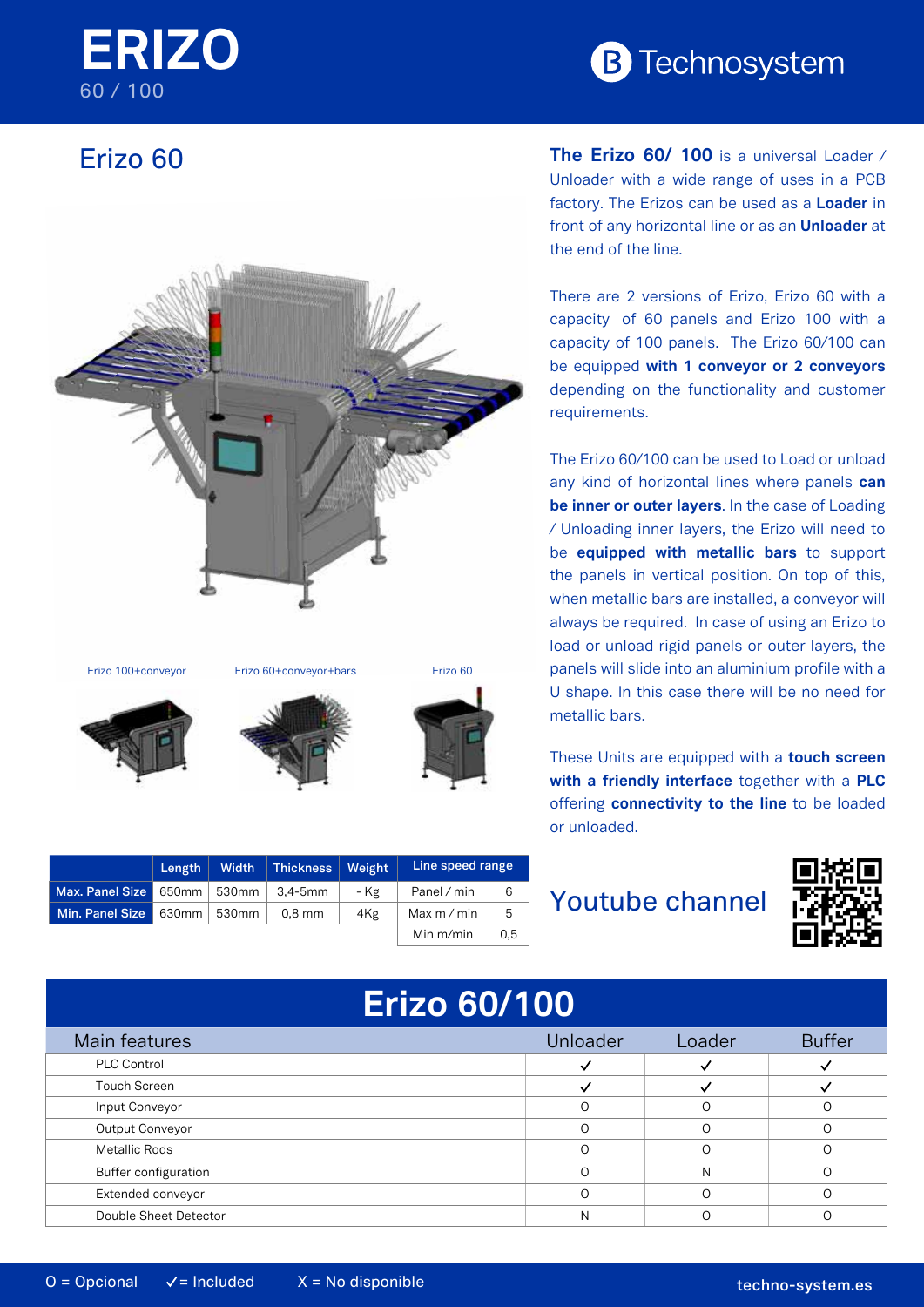# ERIZO

60 / 100

Technosystem

## Erizo 60

Erizo 100+conveyor

Erizo 60+conveyor+bars

Erizo 60

**The Erizo 60/ 100** is a universal Loader / Unloader with a wide range of uses in a PCB factory. The Erizos can be used as a **Loader** in front of any horizontal line or as an **Unloader** at the end of the line.

There are 2 versions of Erizo, Erizo 60 with a capacity of 60 panels and Erizo 100 with a capacity of 100 panels. The Erizo 60/100 can be equipped **with 1 conveyor or 2 conveyors** depending on the functionality and customer requirements.

The Erizo 60/100 can be used to Load or unload any kind of horizontal lines where panels **can be inner or outer layers**. In the case of Loading / Unloading inner layers, the Erizo will need to be **equipped with metallic bars** to support the panels in vertical position. On top of this, when metallic bars are installed, a conveyor will always be required. In case of using an Erizo to load or unload rigid panels or outer layers, the panels will slide into an aluminium profile with a U shape. In this case there will be no need for metallic bars.

These Units are equipped with a **touch screen with a friendly interface** together with a **PLC** offering **connectivity to the line** to be loaded or unloaded.

| | Length | Width | Thickness | Weight | Line speed range | |
|---|---|---|---|---|---|---|
| Max. Panel Size | 650mm | 530mm | 3,4-5mm | - Kg | Panel / min | 6 |
| Min. Panel Size | 630mm | 530mm | 0,8 mm | 4Kg | Max m / min | 5 |
| | | | | | Min m/min | 0,5 |

## Youtube channel

## Erizo 60/100

| Main features | Unloader | Loader | Buffer |
|---|---|---|---|
| PLC Control | ✓ | ✓ | ✓ |
| Touch Screen | ✓ | ✓ | ✓ |
| Input Conveyor | O | O | O |
| Output Conveyor | O | O | O |
| Metallic Rods | O | O | O |
| Buffer configuration | O | N | O |
| Extended conveyor | O | O | O |
| Double Sheet Detector | N | O | O |

O = Opcional ✓= Included X = No disponible

techno-system.es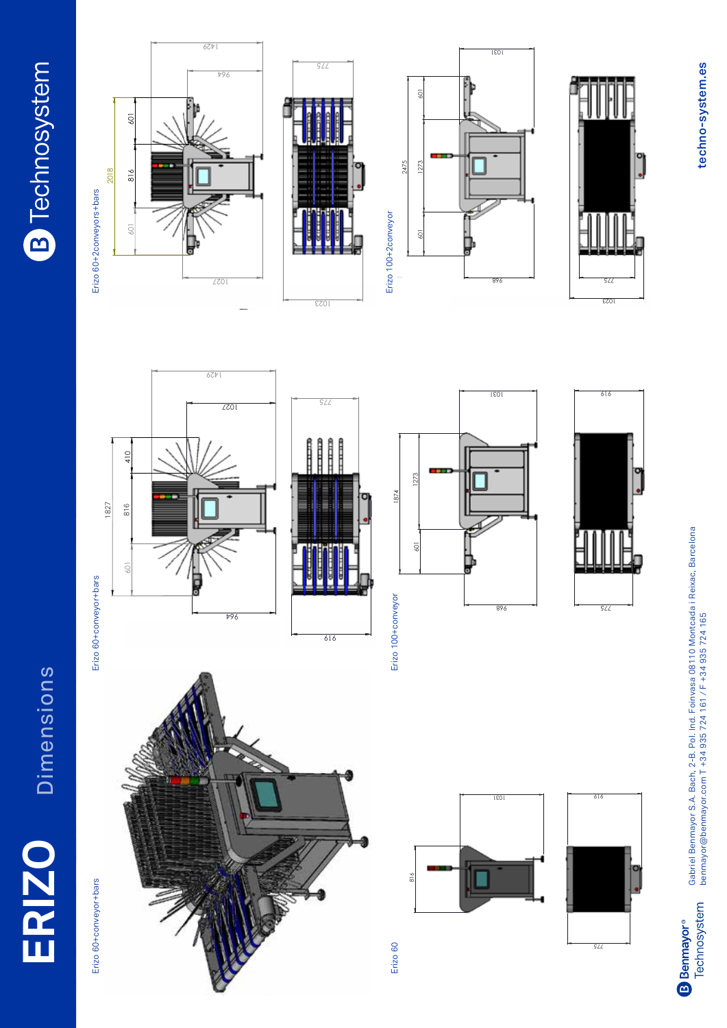# ERIZO Dimensions

Technosystem

Erizo 60+conveyor+bars

Erizo 60+conveyor+bars

1827
410
816
601
1027
1429
964
775
616

Erizo 60+2conveyors+bars

2018
601
816
601
964
1429
1027
775
1023

Erizo 60

816
1031
616
775

Erizo 100+conveyor

1874
1273
601
1031
896
616
775

Erizo 100+2conveyor

2475
601
1273
601
1031
896
775
1023

techno-system.es

Benmayor® Technosystem

Gabriel Benmayor S.A. Bach, 2-B. Pol. Ind. Foinvasa 08110 Montcada i Reixac, Barcelona
benmayor@benmayor.com T +34 935 724 161 / F +34 935 724 165